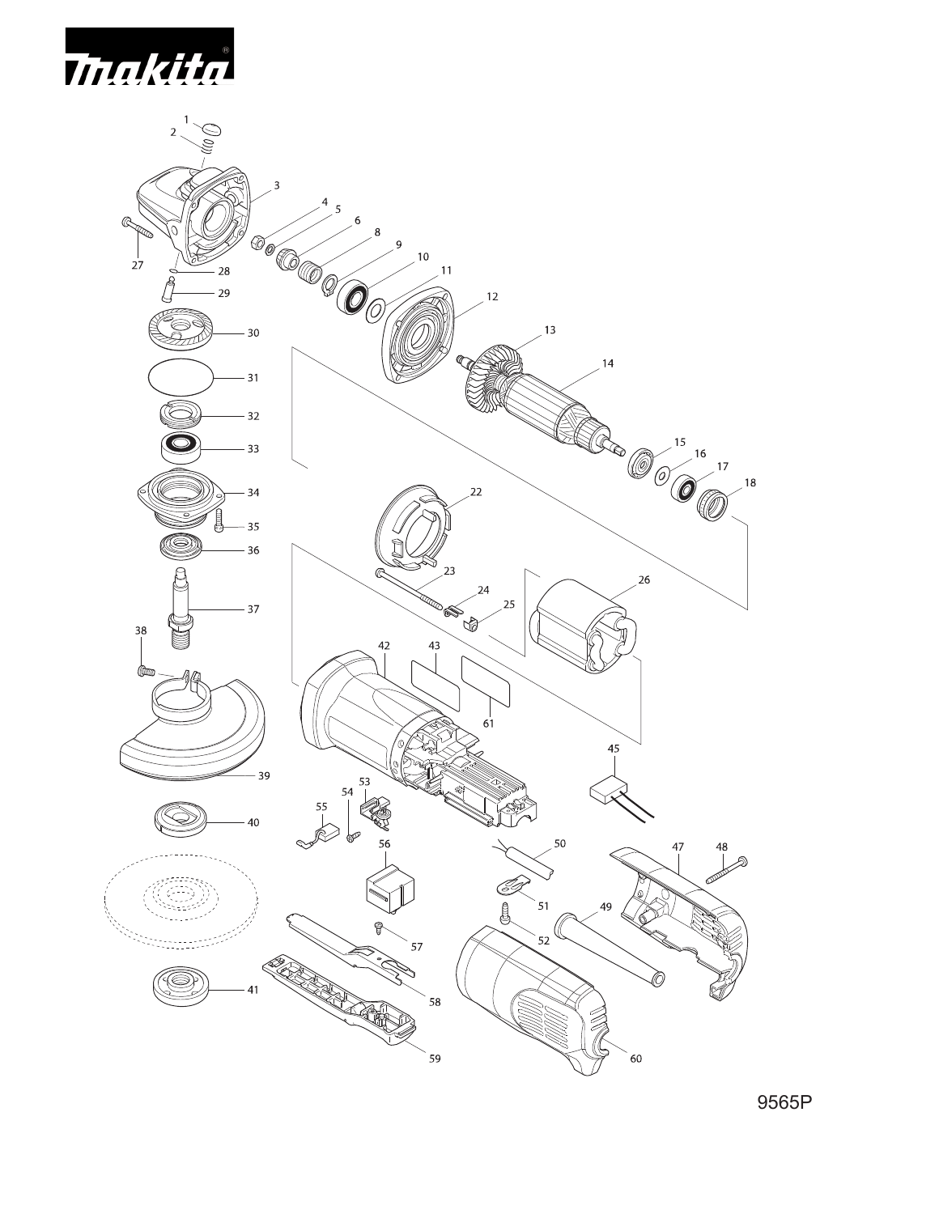# makita

9565P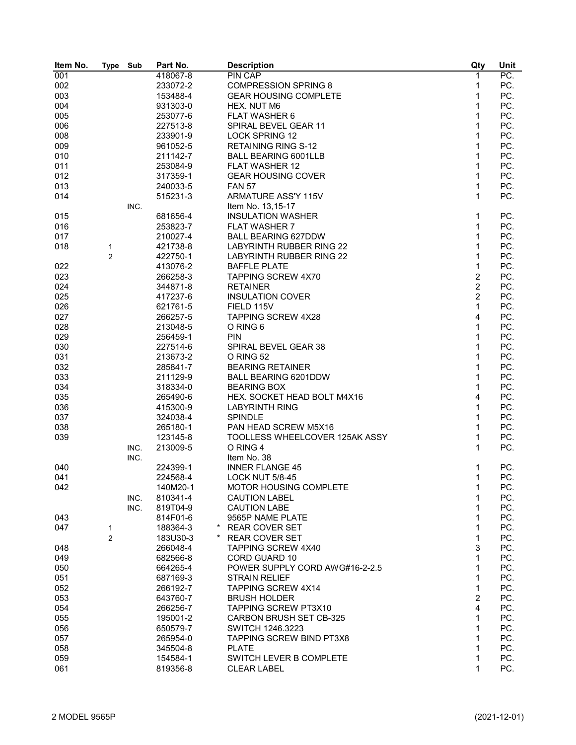| Item No. | Type | Sub | Part No. | Description | Qty | Unit |
|---|---|---|---|---|---|---|
| 001 | | | 418067-8 | PIN CAP | 1 | PC. |
| 002 | | | 233072-2 | COMPRESSION SPRING 8 | 1 | PC. |
| 003 | | | 153488-4 | GEAR HOUSING COMPLETE | 1 | PC. |
| 004 | | | 931303-0 | HEX. NUT M6 | 1 | PC. |
| 005 | | | 253077-6 | FLAT WASHER 6 | 1 | PC. |
| 006 | | | 227513-8 | SPIRAL BEVEL GEAR 11 | 1 | PC. |
| 008 | | | 233901-9 | LOCK SPRING 12 | 1 | PC. |
| 009 | | | 961052-5 | RETAINING RING S-12 | 1 | PC. |
| 010 | | | 211142-7 | BALL BEARING 6001LLB | 1 | PC. |
| 011 | | | 253084-9 | FLAT WASHER 12 | 1 | PC. |
| 012 | | | 317359-1 | GEAR HOUSING COVER | 1 | PC. |
| 013 | | | 240033-5 | FAN 57 | 1 | PC. |
| 014 | | | 515231-3 | ARMATURE ASS'Y 115V | 1 | PC. |
| | | INC. | | Item No. 13,15-17 | | |
| 015 | | | 681656-4 | INSULATION WASHER | 1 | PC. |
| 016 | | | 253823-7 | FLAT WASHER 7 | 1 | PC. |
| 017 | | | 210027-4 | BALL BEARING 627DDW | 1 | PC. |
| 018 | 1 | | 421738-8 | LABYRINTH RUBBER RING 22 | 1 | PC. |
| | 2 | | 422750-1 | LABYRINTH RUBBER RING 22 | 1 | PC. |
| 022 | | | 413076-2 | BAFFLE PLATE | 1 | PC. |
| 023 | | | 266258-3 | TAPPING SCREW 4X70 | 2 | PC. |
| 024 | | | 344871-8 | RETAINER | 2 | PC. |
| 025 | | | 417237-6 | INSULATION COVER | 2 | PC. |
| 026 | | | 621761-5 | FIELD 115V | 1 | PC. |
| 027 | | | 266257-5 | TAPPING SCREW 4X28 | 4 | PC. |
| 028 | | | 213048-5 | O RING 6 | 1 | PC. |
| 029 | | | 256459-1 | PIN | 1 | PC. |
| 030 | | | 227514-6 | SPIRAL BEVEL GEAR 38 | 1 | PC. |
| 031 | | | 213673-2 | O RING 52 | 1 | PC. |
| 032 | | | 285841-7 | BEARING RETAINER | 1 | PC. |
| 033 | | | 211129-9 | BALL BEARING 6201DDW | 1 | PC. |
| 034 | | | 318334-0 | BEARING BOX | 1 | PC. |
| 035 | | | 265490-6 | HEX. SOCKET HEAD BOLT M4X16 | 4 | PC. |
| 036 | | | 415300-9 | LABYRINTH RING | 1 | PC. |
| 037 | | | 324038-4 | SPINDLE | 1 | PC. |
| 038 | | | 265180-1 | PAN HEAD SCREW M5X16 | 1 | PC. |
| 039 | | | 123145-8 | TOOLLESS WHEELCOVER 125AK ASSY | 1 | PC. |
| | | INC. | 213009-5 | O RING 4 | 1 | PC. |
| | | INC. | | Item No. 38 | | |
| 040 | | | 224399-1 | INNER FLANGE 45 | 1 | PC. |
| 041 | | | 224568-4 | LOCK NUT 5/8-45 | 1 | PC. |
| 042 | | | 140M20-1 | MOTOR HOUSING COMPLETE | 1 | PC. |
| | | INC. | 810341-4 | CAUTION LABEL | 1 | PC. |
| | | INC. | 819T04-9 | CAUTION LABE | 1 | PC. |
| 043 | | | 814F01-6 | 9565P NAME PLATE | 1 | PC. |
| 047 | 1 | | 188364-3 | * REAR COVER SET | 1 | PC. |
| | 2 | | 183U30-3 | * REAR COVER SET | 1 | PC. |
| 048 | | | 266048-4 | TAPPING SCREW 4X40 | 3 | PC. |
| 049 | | | 682566-8 | CORD GUARD 10 | 1 | PC. |
| 050 | | | 664265-4 | POWER SUPPLY CORD AWG#16-2-2.5 | 1 | PC. |
| 051 | | | 687169-3 | STRAIN RELIEF | 1 | PC. |
| 052 | | | 266192-7 | TAPPING SCREW 4X14 | 1 | PC. |
| 053 | | | 643760-7 | BRUSH HOLDER | 2 | PC. |
| 054 | | | 266256-7 | TAPPING SCREW PT3X10 | 4 | PC. |
| 055 | | | 195001-2 | CARBON BRUSH SET CB-325 | 1 | PC. |
| 056 | | | 650579-7 | SWITCH 1246.3223 | 1 | PC. |
| 057 | | | 265954-0 | TAPPING SCREW BIND PT3X8 | 1 | PC. |
| 058 | | | 345504-8 | PLATE | 1 | PC. |
| 059 | | | 154584-1 | SWITCH LEVER B COMPLETE | 1 | PC. |
| 061 | | | 819356-8 | CLEAR LABEL | 1 | PC. |

2 MODEL 9565P (2021-12-01)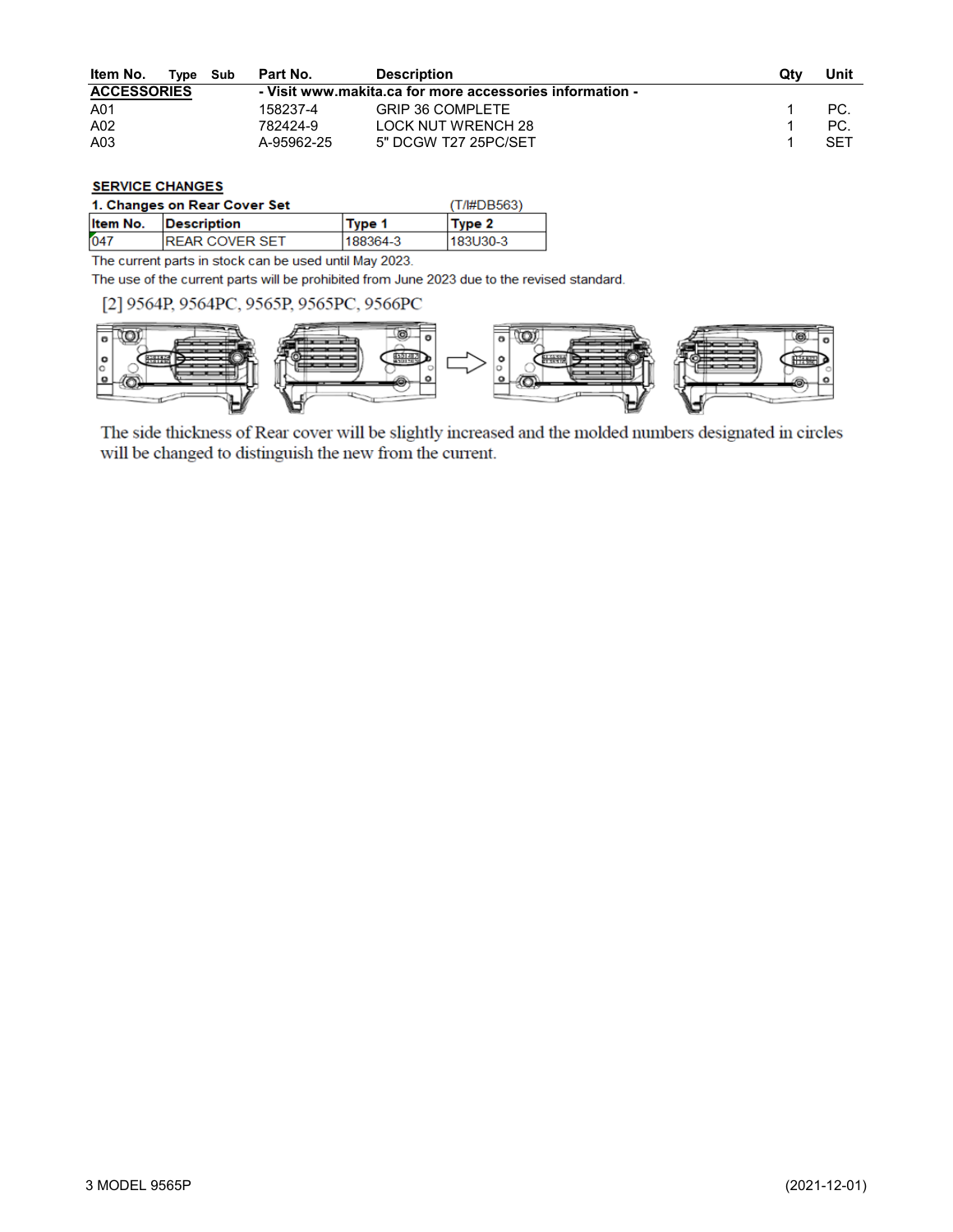| Item No. | Type | Sub | Part No. | Description | Qty | Unit |
|---|---|---|---|---|---|---|
| **ACCESSORIES** | | | - Visit www.makita.ca for more accessories information - | | | |
| A01 | | | 158237-4 | GRIP 36 COMPLETE | 1 | PC. |
| A02 | | | 782424-9 | LOCK NUT WRENCH 28 | 1 | PC. |
| A03 | | | A-95962-25 | 5" DCGW T27 25PC/SET | 1 | SET |

**SERVICE CHANGES**

**1. Changes on Rear Cover Set** (T/I#DB563)

| Item No. | Description | Type 1 | Type 2 |
|---|---|---|---|
| 047 | REAR COVER SET | 188364-3 | 183U30-3 |

The current parts in stock can be used until May 2023.

The use of the current parts will be prohibited from June 2023 due to the revised standard.

[2] 9564P, 9564PC, 9565P, 9565PC, 9566PC

The side thickness of Rear cover will be slightly increased and the molded numbers designated in circles will be changed to distinguish the new from the current.